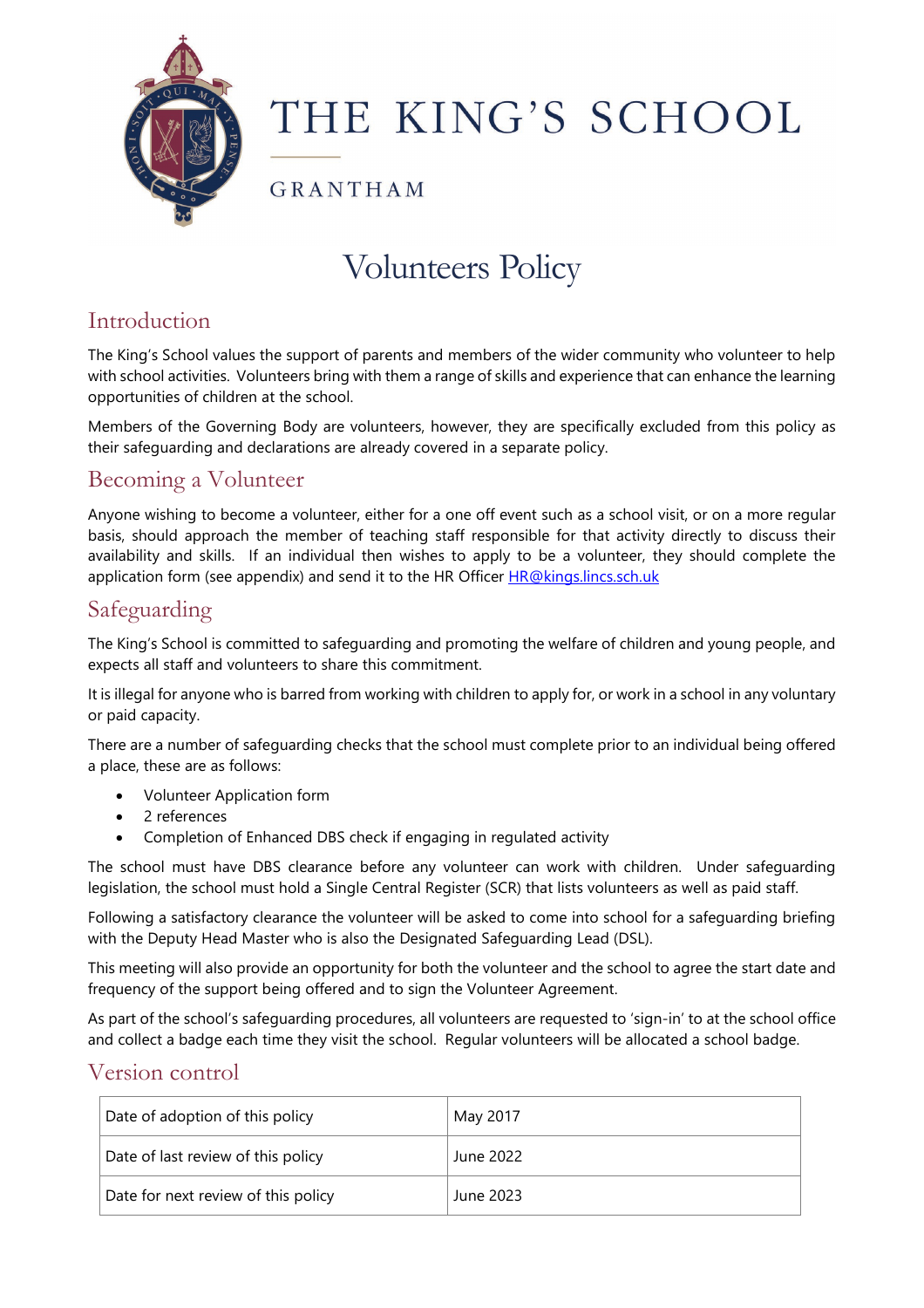# THE KING'S SCHOOL

GRANTHAM

# Volunteers Policy

## Introduction

The King's School values the support of parents and members of the wider community who volunteer to help with school activities. Volunteers bring with them a range of skills and experience that can enhance the learning opportunities of children at the school.

Members of the Governing Body are volunteers, however, they are specifically excluded from this policy as their safeguarding and declarations are already covered in a separate policy.

## Becoming a Volunteer

Anyone wishing to become a volunteer, either for a one off event such as a school visit, or on a more regular basis, should approach the member of teaching staff responsible for that activity directly to discuss their availability and skills. If an individual then wishes to apply to be a volunteer, they should complete the application form (see appendix) and send it to the HR Officer [HR@kings.lincs.sch.uk](mailto:HR@kings.lincs.sch.uk)

## Safeguarding

The King's School is committed to safeguarding and promoting the welfare of children and young people, and expects all staff and volunteers to share this commitment.

It is illegal for anyone who is barred from working with children to apply for, or work in a school in any voluntary or paid capacity.

There are a number of safeguarding checks that the school must complete prior to an individual being offered a place, these are as follows:

- Volunteer Application form
- 2 references
- Completion of Enhanced DBS check if engaging in regulated activity

The school must have DBS clearance before any volunteer can work with children. Under safeguarding legislation, the school must hold a Single Central Register (SCR) that lists volunteers as well as paid staff.

Following a satisfactory clearance the volunteer will be asked to come into school for a safeguarding briefing with the Deputy Head Master who is also the Designated Safeguarding Lead (DSL).

This meeting will also provide an opportunity for both the volunteer and the school to agree the start date and frequency of the support being offered and to sign the Volunteer Agreement.

As part of the school's safeguarding procedures, all volunteers are requested to 'sign-in' to at the school office and collect a badge each time they visit the school. Regular volunteers will be allocated a school badge.

## Version control

| Date of adoption of this policy | May 2017 |
|---|---|
| Date of last review of this policy | June 2022 |
| Date for next review of this policy | June 2023 |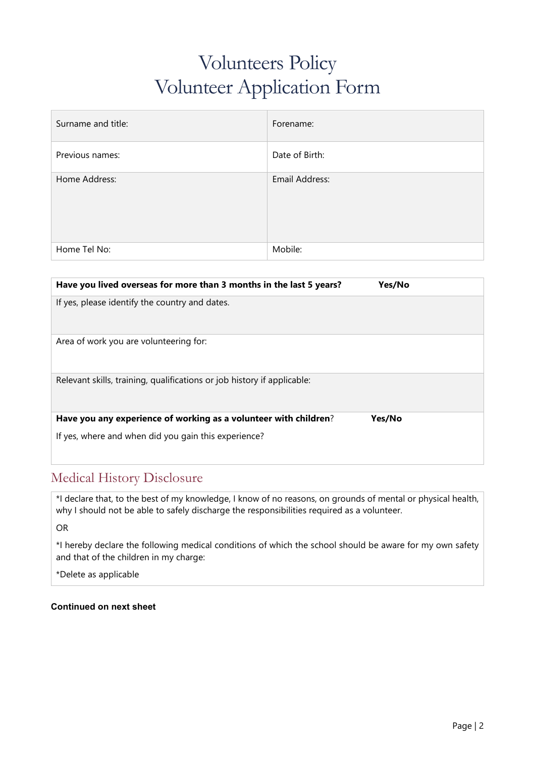# Volunteers Policy
# Volunteer Application Form

| Surname and title: | Forename: |
|---|---|
| Previous names: | Date of Birth: |
| Home Address: | Email Address: |
| Home Tel No: | Mobile: |

| **Have you lived overseas for more than 3 months in the last 5 years?** | **Yes/No** |
|---|---|
| If yes, please identify the country and dates. | |
| Area of work you are volunteering for: | |
| Relevant skills, training, qualifications or job history if applicable: | |
| **Have you any experience of working as a volunteer with children**? | **Yes/No** |
| If yes, where and when did you gain this experience? | |

## Medical History Disclosure

*I declare that, to the best of my knowledge, I know of no reasons, on grounds of mental or physical health, why I should not be able to safely discharge the responsibilities required as a volunteer.

OR

*I hereby declare the following medical conditions of which the school should be aware for my own safety and that of the children in my charge:

*Delete as applicable

**Continued on next sheet**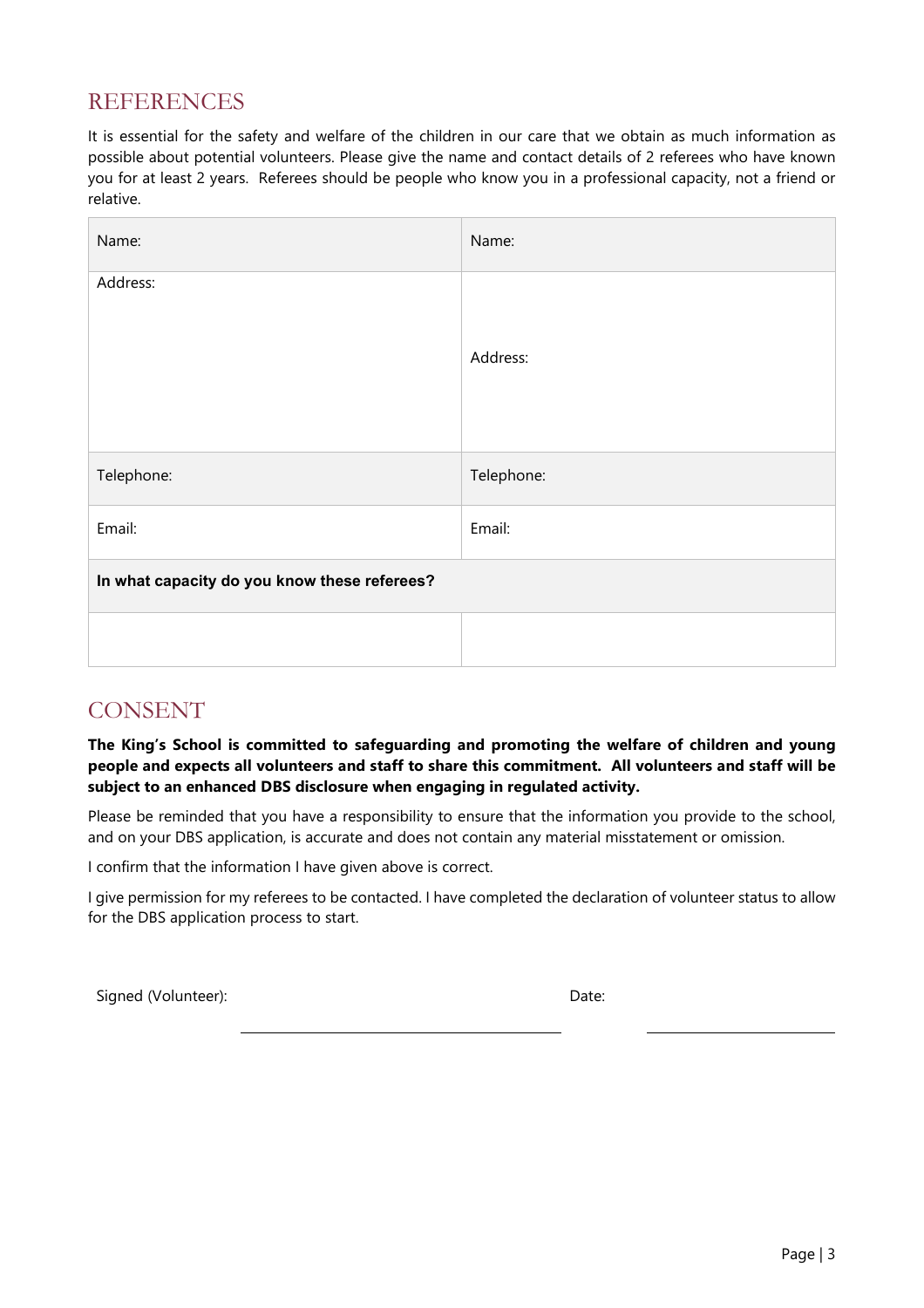## REFERENCES

It is essential for the safety and welfare of the children in our care that we obtain as much information as possible about potential volunteers. Please give the name and contact details of 2 referees who have known you for at least 2 years. Referees should be people who know you in a professional capacity, not a friend or relative.

| Name: | Name: |
|---|---|
| Address: | Address: |
| Telephone: | Telephone: |
| Email: | Email: |
| **In what capacity do you know these referees?** | |
| | |

## CONSENT

**The King's School is committed to safeguarding and promoting the welfare of children and young people and expects all volunteers and staff to share this commitment. All volunteers and staff will be subject to an enhanced DBS disclosure when engaging in regulated activity.**

Please be reminded that you have a responsibility to ensure that the information you provide to the school, and on your DBS application, is accurate and does not contain any material misstatement or omission.

I confirm that the information I have given above is correct.

I give permission for my referees to be contacted. I have completed the declaration of volunteer status to allow for the DBS application process to start.

Signed (Volunteer): ______________________ Date: ______________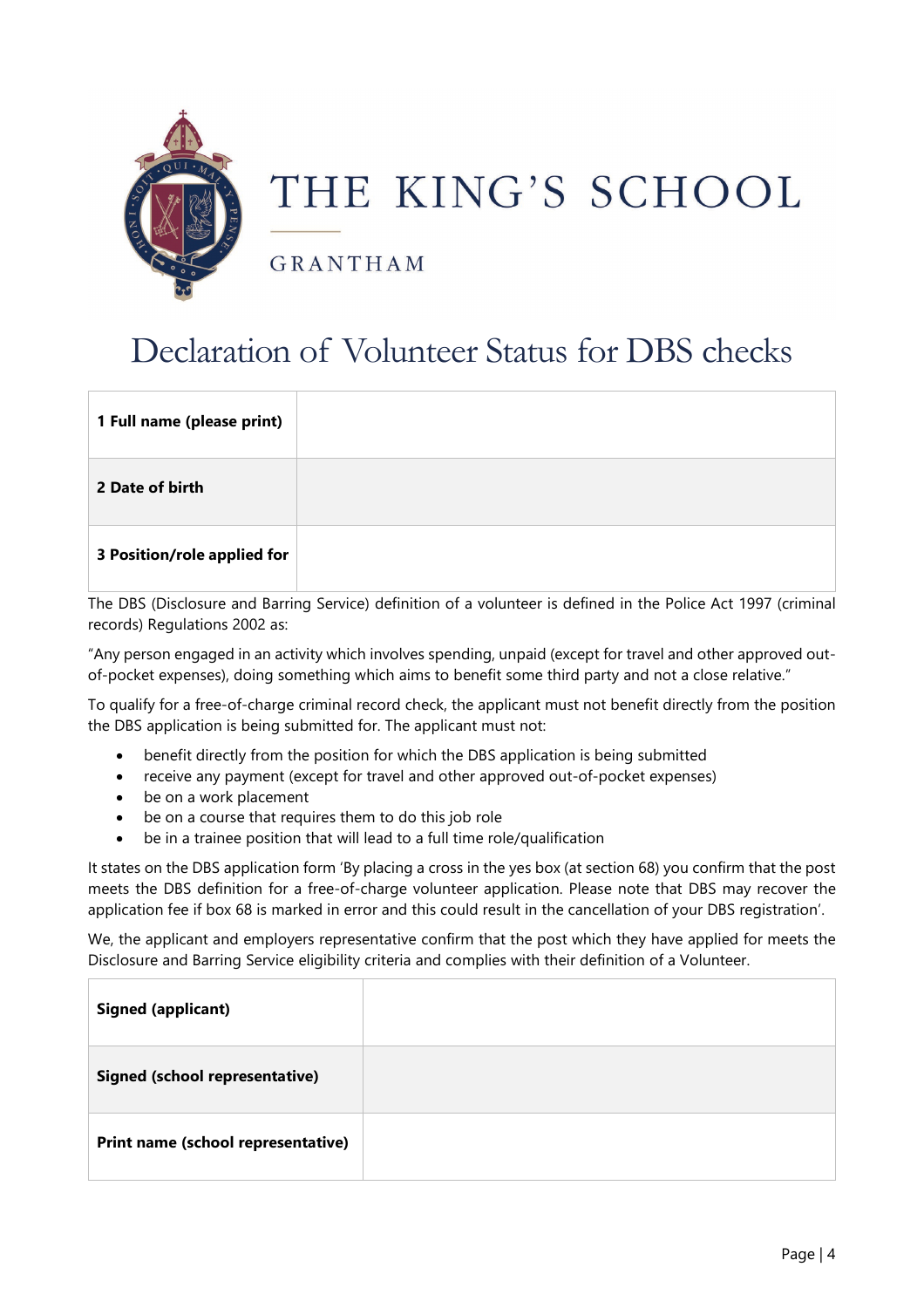# THE KING'S SCHOOL

GRANTHAM

## Declaration of Volunteer Status for DBS checks

| **1 Full name (please print)** | |
|---|---|
| **2 Date of birth** | |
| **3 Position/role applied for** | |

The DBS (Disclosure and Barring Service) definition of a volunteer is defined in the Police Act 1997 (criminal records) Regulations 2002 as:

"Any person engaged in an activity which involves spending, unpaid (except for travel and other approved out-of-pocket expenses), doing something which aims to benefit some third party and not a close relative."

To qualify for a free-of-charge criminal record check, the applicant must not benefit directly from the position the DBS application is being submitted for. The applicant must not:

- benefit directly from the position for which the DBS application is being submitted
- receive any payment (except for travel and other approved out-of-pocket expenses)
- be on a work placement
- be on a course that requires them to do this job role
- be in a trainee position that will lead to a full time role/qualification

It states on the DBS application form 'By placing a cross in the yes box (at section 68) you confirm that the post meets the DBS definition for a free-of-charge volunteer application. Please note that DBS may recover the application fee if box 68 is marked in error and this could result in the cancellation of your DBS registration'.

We, the applicant and employers representative confirm that the post which they have applied for meets the Disclosure and Barring Service eligibility criteria and complies with their definition of a Volunteer.

| **Signed (applicant)** | |
|---|---|
| **Signed (school representative)** | |
| **Print name (school representative)** | |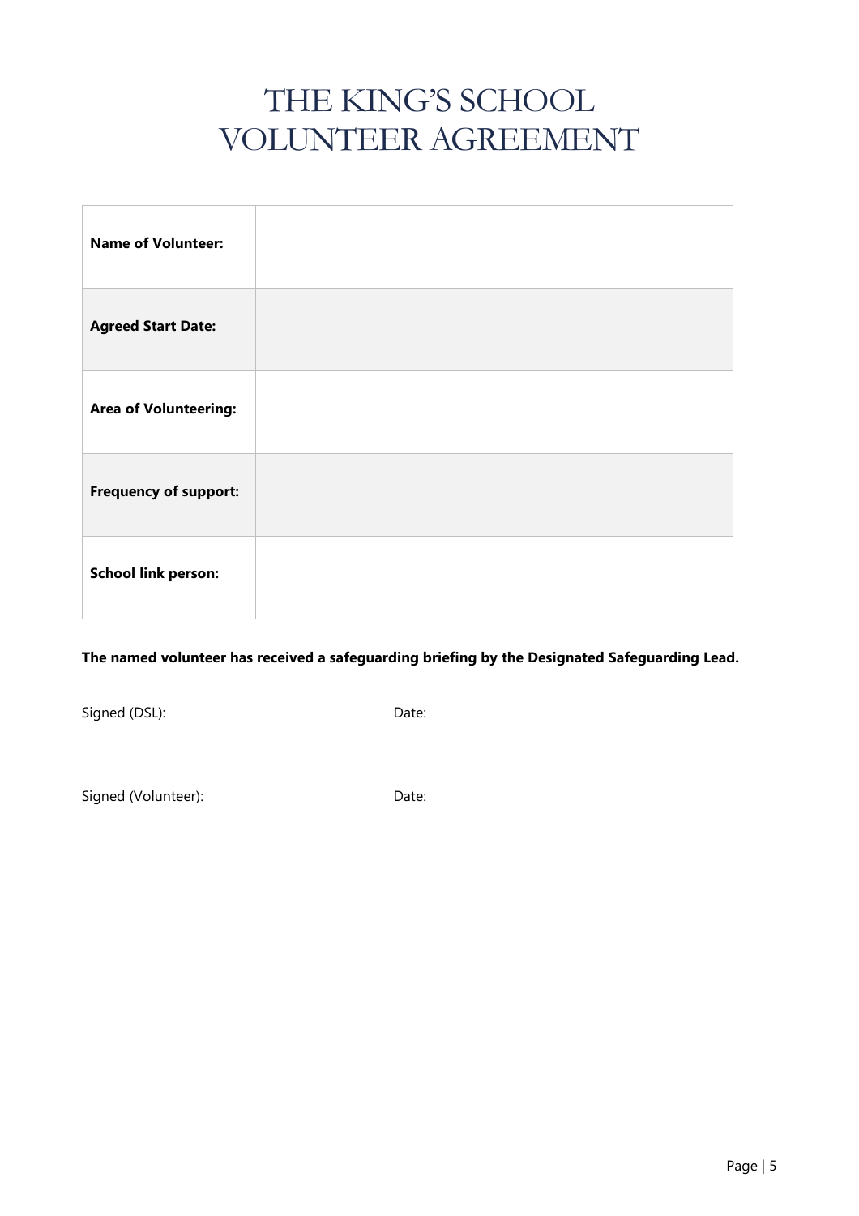# THE KING'S SCHOOL VOLUNTEER AGREEMENT

| | |
|---|---|
| **Name of Volunteer:** | |
| **Agreed Start Date:** | |
| **Area of Volunteering:** | |
| **Frequency of support:** | |
| **School link person:** | |

**The named volunteer has received a safeguarding briefing by the Designated Safeguarding Lead.**

Signed (DSL): Date:

Signed (Volunteer): Date: